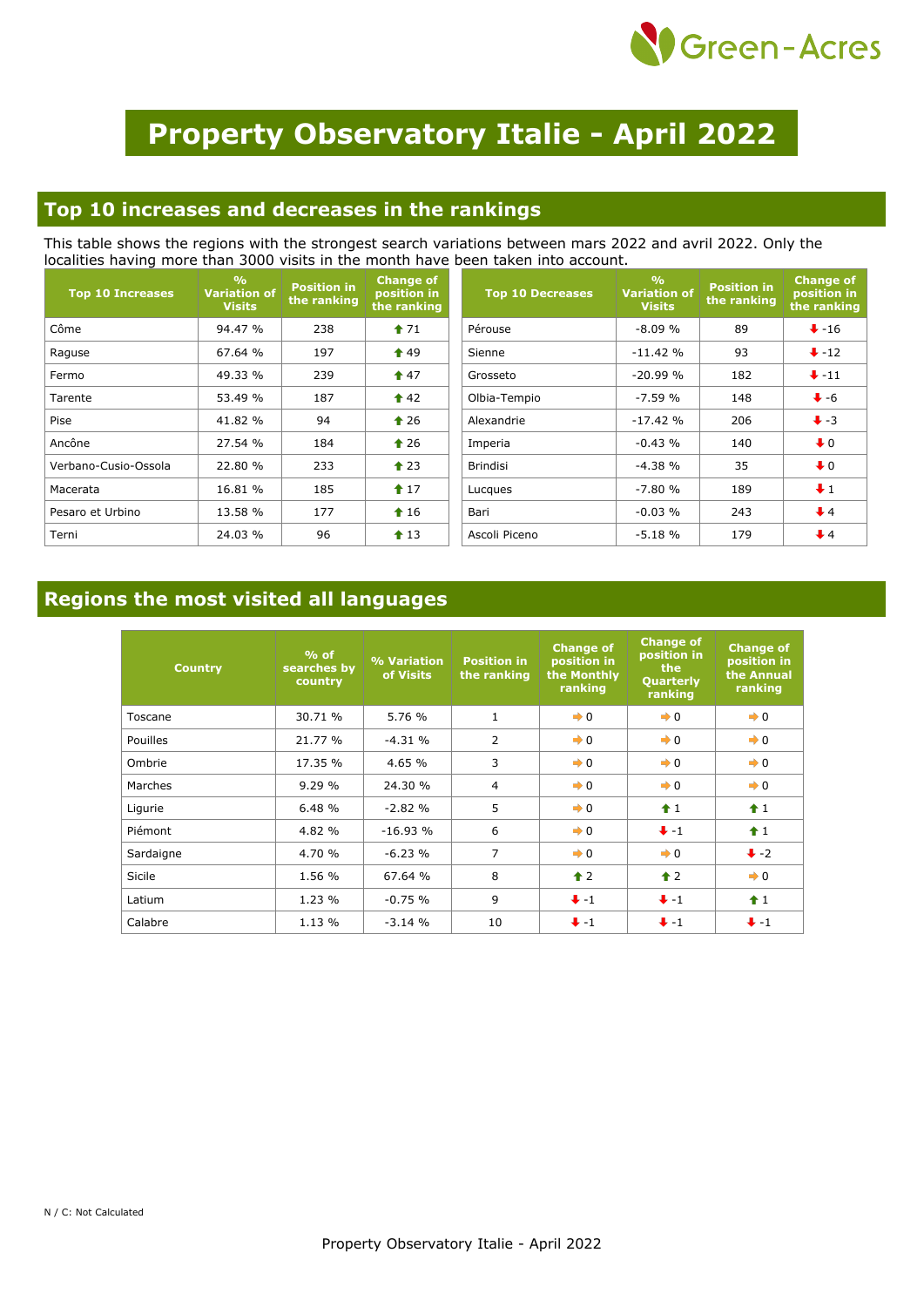# Property Observatory Italie - April 2022

## Top 10 increases and decreases in the rankings

This table shows the regions with the strongest search variations between mars 2022 and avril 2022. Only the localities having more than 3000 visits in the month have been taken into account.

| Top 10 Increases | % Variation of Visits | Position in the ranking | Change of position in the ranking |
|---|---|---|---|
| Côme | 94.47 % | 238 | ↑ 71 |
| Raguse | 67.64 % | 197 | ↑ 49 |
| Fermo | 49.33 % | 239 | ↑ 47 |
| Tarente | 53.49 % | 187 | ↑ 42 |
| Pise | 41.82 % | 94 | ↑ 26 |
| Ancône | 27.54 % | 184 | ↑ 26 |
| Verbano-Cusio-Ossola | 22.80 % | 233 | ↑ 23 |
| Macerata | 16.81 % | 185 | ↑ 17 |
| Pesaro et Urbino | 13.58 % | 177 | ↑ 16 |
| Terni | 24.03 % | 96 | ↑ 13 |

| Top 10 Decreases | % Variation of Visits | Position in the ranking | Change of position in the ranking |
|---|---|---|---|
| Pérouse | -8.09 % | 89 | ↓ -16 |
| Sienne | -11.42 % | 93 | ↓ -12 |
| Grosseto | -20.99 % | 182 | ↓ -11 |
| Olbia-Tempio | -7.59 % | 148 | ↓ -6 |
| Alexandrie | -17.42 % | 206 | ↓ -3 |
| Imperia | -0.43 % | 140 | ↓ 0 |
| Brindisi | -4.38 % | 35 | ↓ 0 |
| Lucques | -7.80 % | 189 | ↓ 1 |
| Bari | -0.03 % | 243 | ↓ 4 |
| Ascoli Piceno | -5.18 % | 179 | ↓ 4 |

## Regions the most visited all languages

| Country | % of searches by country | % Variation of Visits | Position in the ranking | Change of position in the Monthly ranking | Change of position in the Quarterly ranking | Change of position in the Annual ranking |
|---|---|---|---|---|---|---|
| Toscane | 30.71 % | 5.76 % | 1 | → 0 | → 0 | → 0 |
| Pouilles | 21.77 % | -4.31 % | 2 | → 0 | → 0 | → 0 |
| Ombrie | 17.35 % | 4.65 % | 3 | → 0 | → 0 | → 0 |
| Marches | 9.29 % | 24.30 % | 4 | → 0 | → 0 | → 0 |
| Ligurie | 6.48 % | -2.82 % | 5 | → 0 | ↑ 1 | ↑ 1 |
| Piémont | 4.82 % | -16.93 % | 6 | → 0 | ↓ -1 | ↑ 1 |
| Sardaigne | 4.70 % | -6.23 % | 7 | → 0 | → 0 | ↓ -2 |
| Sicile | 1.56 % | 67.64 % | 8 | ↑ 2 | ↑ 2 | → 0 |
| Latium | 1.23 % | -0.75 % | 9 | ↓ -1 | ↓ -1 | ↑ 1 |
| Calabre | 1.13 % | -3.14 % | 10 | ↓ -1 | ↓ -1 | ↓ -1 |

N / C: Not Calculated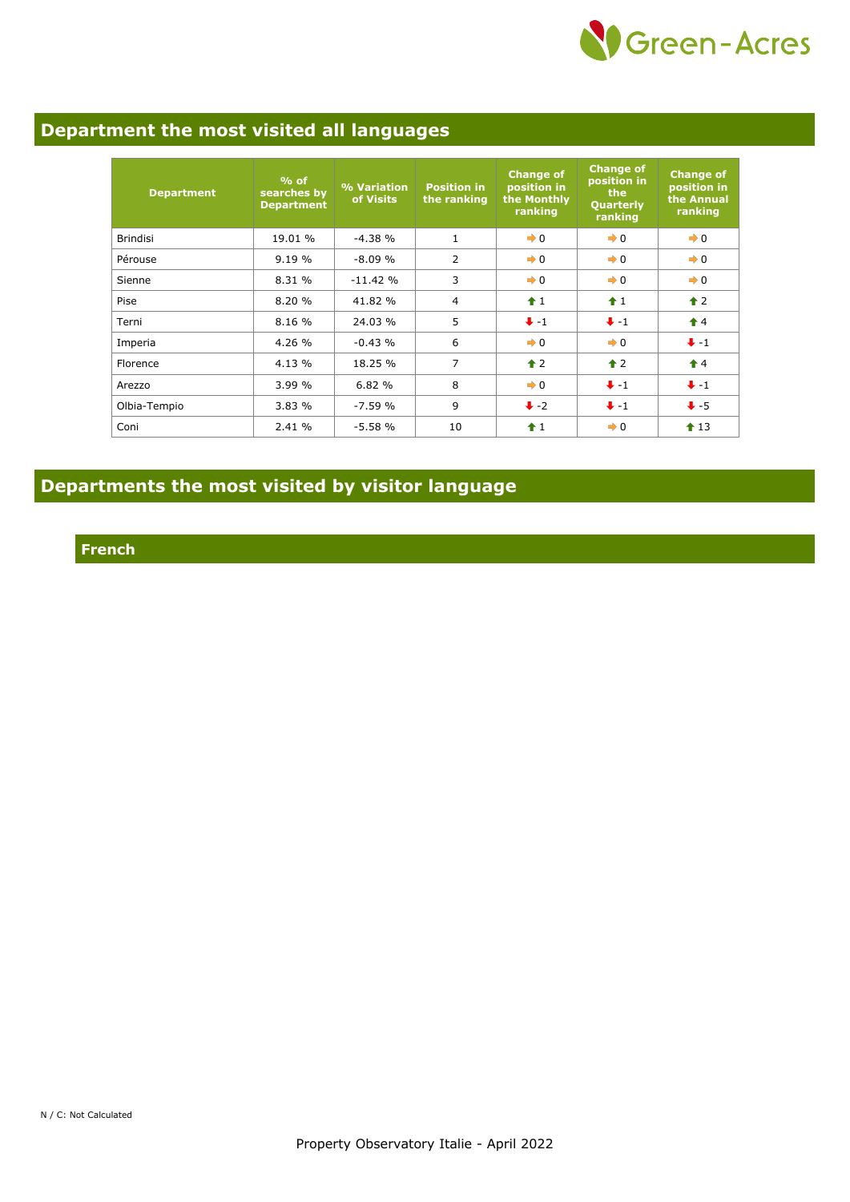## Department the most visited all languages

| Department | % of searches by Department | % Variation of Visits | Position in the ranking | Change of position in the Monthly ranking | Change of position in the Quarterly ranking | Change of position in the Annual ranking |
|---|---|---|---|---|---|---|
| Brindisi | 19.01 % | -4.38 % | 1 | ➡ 0 | ➡ 0 | ➡ 0 |
| Pérouse | 9.19 % | -8.09 % | 2 | ➡ 0 | ➡ 0 | ➡ 0 |
| Sienne | 8.31 % | -11.42 % | 3 | ➡ 0 | ➡ 0 | ➡ 0 |
| Pise | 8.20 % | 41.82 % | 4 | ⬆ 1 | ⬆ 1 | ⬆ 2 |
| Terni | 8.16 % | 24.03 % | 5 | ⬇ -1 | ⬇ -1 | ⬆ 4 |
| Imperia | 4.26 % | -0.43 % | 6 | ➡ 0 | ➡ 0 | ⬇ -1 |
| Florence | 4.13 % | 18.25 % | 7 | ⬆ 2 | ⬆ 2 | ⬆ 4 |
| Arezzo | 3.99 % | 6.82 % | 8 | ➡ 0 | ⬇ -1 | ⬇ -1 |
| Olbia-Tempio | 3.83 % | -7.59 % | 9 | ⬇ -2 | ⬇ -1 | ⬇ -5 |
| Coni | 2.41 % | -5.58 % | 10 | ⬆ 1 | ➡ 0 | ⬆ 13 |

## Departments the most visited by visitor language

### French

N / C: Not Calculated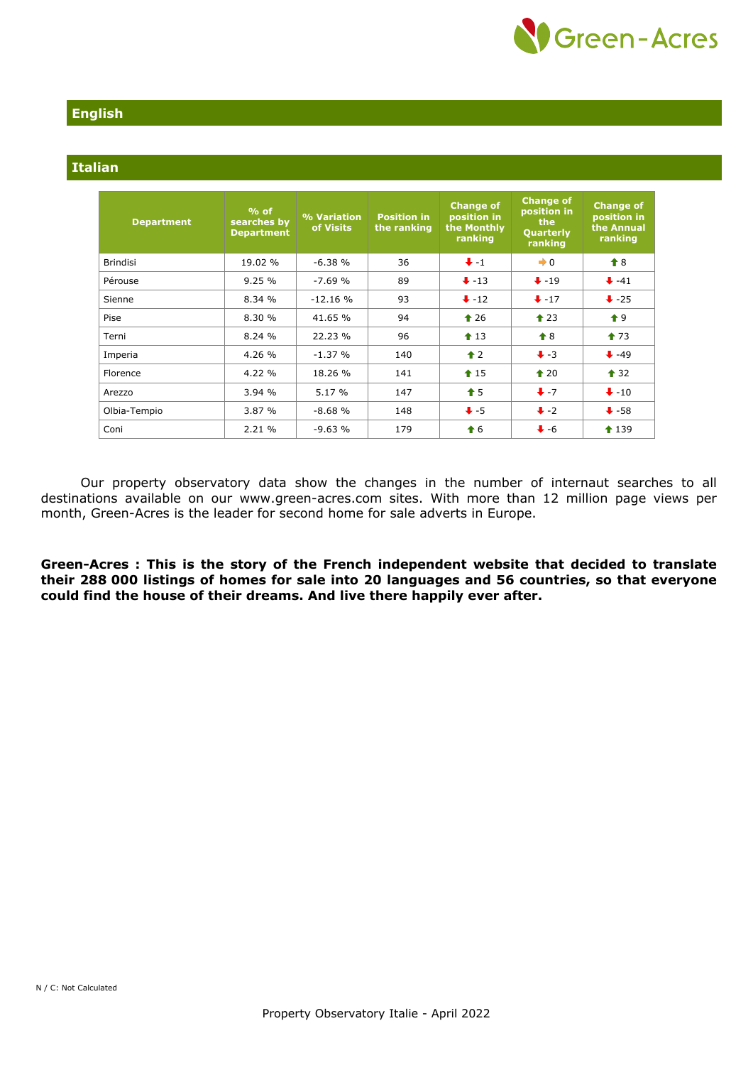## English

## Italian

| Department | % of searches by Department | % Variation of Visits | Position in the ranking | Change of position in the Monthly ranking | Change of position in the Quarterly ranking | Change of position in the Annual ranking |
|---|---|---|---|---|---|---|
| Brindisi | 19.02 % | -6.38 % | 36 | ⬇ -1 | ➡ 0 | ⬆ 8 |
| Pérouse | 9.25 % | -7.69 % | 89 | ⬇ -13 | ⬇ -19 | ⬇ -41 |
| Sienne | 8.34 % | -12.16 % | 93 | ⬇ -12 | ⬇ -17 | ⬇ -25 |
| Pise | 8.30 % | 41.65 % | 94 | ⬆ 26 | ⬆ 23 | ⬆ 9 |
| Terni | 8.24 % | 22.23 % | 96 | ⬆ 13 | ⬆ 8 | ⬆ 73 |
| Imperia | 4.26 % | -1.37 % | 140 | ⬆ 2 | ⬇ -3 | ⬇ -49 |
| Florence | 4.22 % | 18.26 % | 141 | ⬆ 15 | ⬆ 20 | ⬆ 32 |
| Arezzo | 3.94 % | 5.17 % | 147 | ⬆ 5 | ⬇ -7 | ⬇ -10 |
| Olbia-Tempio | 3.87 % | -8.68 % | 148 | ⬇ -5 | ⬇ -2 | ⬇ -58 |
| Coni | 2.21 % | -9.63 % | 179 | ⬆ 6 | ⬇ -6 | ⬆ 139 |

Our property observatory data show the changes in the number of internaut searches to all destinations available on our www.green-acres.com sites. With more than 12 million page views per month, Green-Acres is the leader for second home for sale adverts in Europe.

**Green-Acres : This is the story of the French independent website that decided to translate their 288 000 listings of homes for sale into 20 languages and 56 countries, so that everyone could find the house of their dreams. And live there happily ever after.**

N / C: Not Calculated

Property Observatory Italie - April 2022